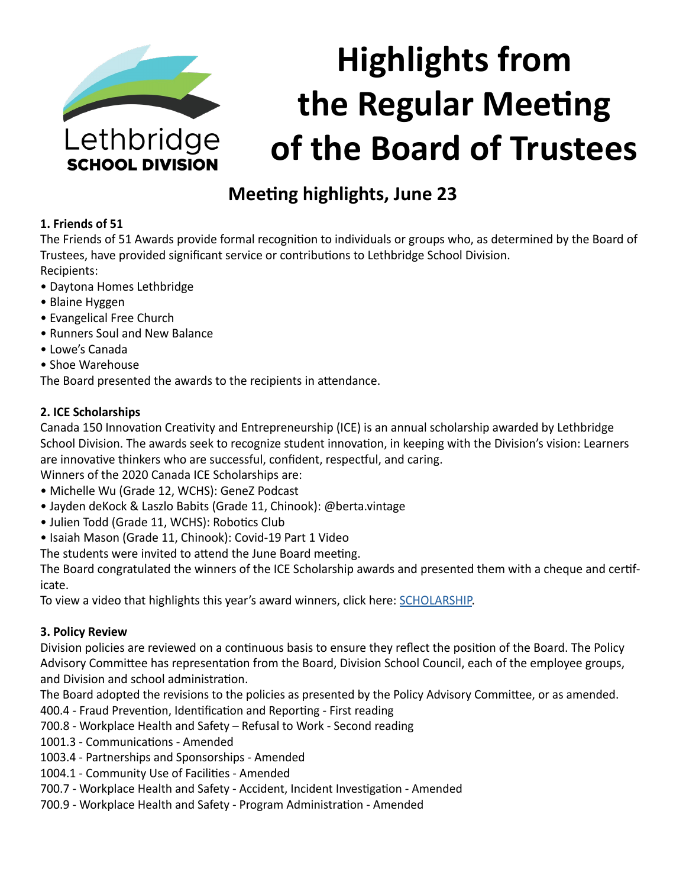Lethbridge
SCHOOL DIVISION

# Highlights from the Regular Meeting of the Board of Trustees

## Meeting highlights, June 23

### 1. Friends of 51

The Friends of 51 Awards provide formal recognition to individuals or groups who, as determined by the Board of Trustees, have provided significant service or contributions to Lethbridge School Division.
Recipients:

- Daytona Homes Lethbridge
- Blaine Hyggen
- Evangelical Free Church
- Runners Soul and New Balance
- Lowe's Canada
- Shoe Warehouse

The Board presented the awards to the recipients in attendance.

### 2. ICE Scholarships

Canada 150 Innovation Creativity and Entrepreneurship (ICE) is an annual scholarship awarded by Lethbridge School Division. The awards seek to recognize student innovation, in keeping with the Division's vision: Learners are innovative thinkers who are successful, confident, respectful, and caring.
Winners of the 2020 Canada ICE Scholarships are:

- Michelle Wu (Grade 12, WCHS): GeneZ Podcast
- Jayden deKock & Laszlo Babits (Grade 11, Chinook): @berta.vintage
- Julien Todd (Grade 11, WCHS): Robotics Club
- Isaiah Mason (Grade 11, Chinook): Covid-19 Part 1 Video

The students were invited to attend the June Board meeting.
The Board congratulated the winners of the ICE Scholarship awards and presented them with a cheque and certificate.
To view a video that highlights this year's award winners, click here: SCHOLARSHIP.

### 3. Policy Review

Division policies are reviewed on a continuous basis to ensure they reflect the position of the Board. The Policy Advisory Committee has representation from the Board, Division School Council, each of the employee groups, and Division and school administration.
The Board adopted the revisions to the policies as presented by the Policy Advisory Committee, or as amended.
400.4 - Fraud Prevention, Identification and Reporting - First reading
700.8 - Workplace Health and Safety – Refusal to Work - Second reading
1001.3 - Communications - Amended
1003.4 - Partnerships and Sponsorships - Amended
1004.1 - Community Use of Facilities - Amended
700.7 - Workplace Health and Safety - Accident, Incident Investigation - Amended
700.9 - Workplace Health and Safety - Program Administration - Amended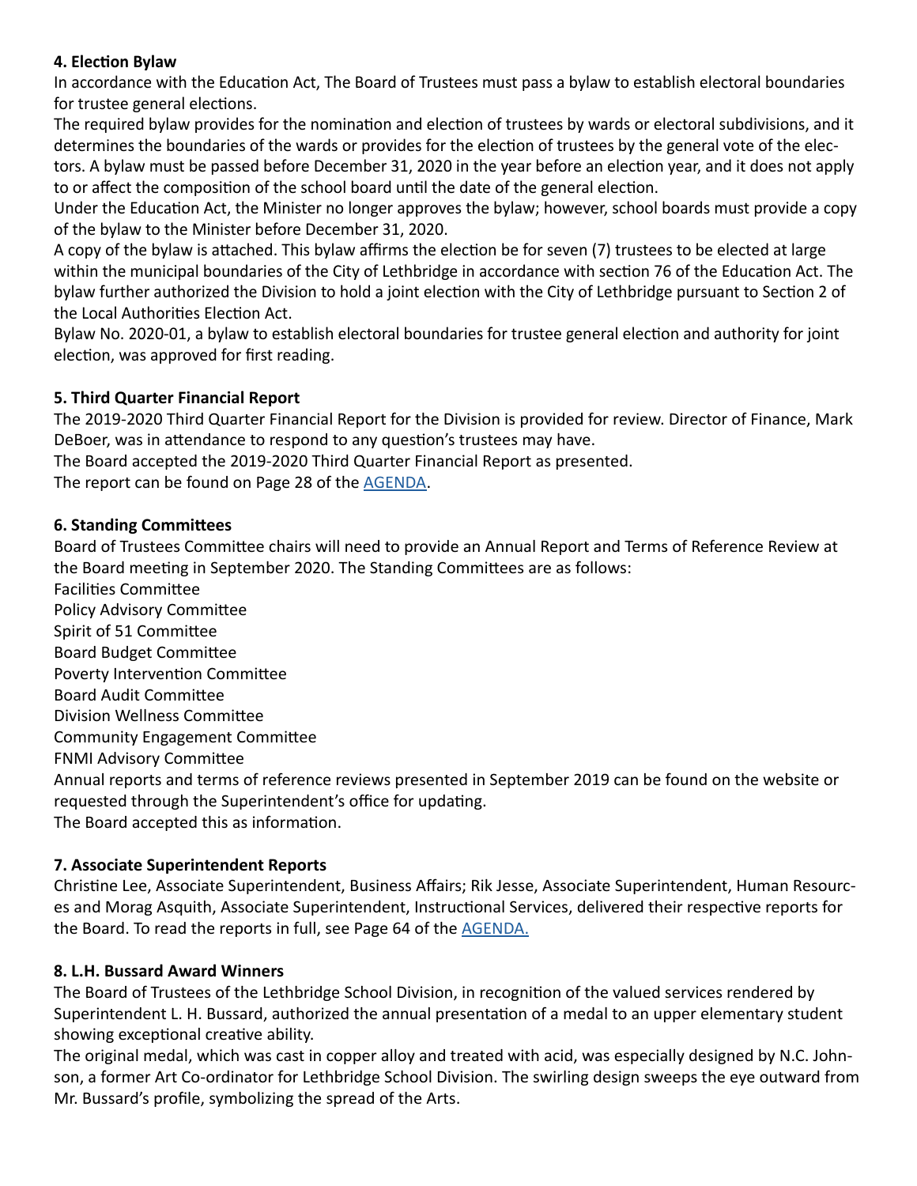**4. Election Bylaw**

In accordance with the Education Act, The Board of Trustees must pass a bylaw to establish electoral boundaries for trustee general elections.

The required bylaw provides for the nomination and election of trustees by wards or electoral subdivisions, and it determines the boundaries of the wards or provides for the election of trustees by the general vote of the electors. A bylaw must be passed before December 31, 2020 in the year before an election year, and it does not apply to or affect the composition of the school board until the date of the general election.

Under the Education Act, the Minister no longer approves the bylaw; however, school boards must provide a copy of the bylaw to the Minister before December 31, 2020.

A copy of the bylaw is attached. This bylaw affirms the election be for seven (7) trustees to be elected at large within the municipal boundaries of the City of Lethbridge in accordance with section 76 of the Education Act. The bylaw further authorized the Division to hold a joint election with the City of Lethbridge pursuant to Section 2 of the Local Authorities Election Act.

Bylaw No. 2020-01, a bylaw to establish electoral boundaries for trustee general election and authority for joint election, was approved for first reading.

**5. Third Quarter Financial Report**

The 2019-2020 Third Quarter Financial Report for the Division is provided for review. Director of Finance, Mark DeBoer, was in attendance to respond to any question's trustees may have.

The Board accepted the 2019-2020 Third Quarter Financial Report as presented.

The report can be found on Page 28 of the AGENDA.

**6. Standing Committees**

Board of Trustees Committee chairs will need to provide an Annual Report and Terms of Reference Review at the Board meeting in September 2020. The Standing Committees are as follows:

Facilities Committee
Policy Advisory Committee
Spirit of 51 Committee
Board Budget Committee
Poverty Intervention Committee
Board Audit Committee
Division Wellness Committee
Community Engagement Committee
FNMI Advisory Committee

Annual reports and terms of reference reviews presented in September 2019 can be found on the website or requested through the Superintendent's office for updating.

The Board accepted this as information.

**7. Associate Superintendent Reports**

Christine Lee, Associate Superintendent, Business Affairs; Rik Jesse, Associate Superintendent, Human Resources and Morag Asquith, Associate Superintendent, Instructional Services, delivered their respective reports for the Board. To read the reports in full, see Page 64 of the AGENDA.

**8. L.H. Bussard Award Winners**

The Board of Trustees of the Lethbridge School Division, in recognition of the valued services rendered by Superintendent L. H. Bussard, authorized the annual presentation of a medal to an upper elementary student showing exceptional creative ability.

The original medal, which was cast in copper alloy and treated with acid, was especially designed by N.C. Johnson, a former Art Co-ordinator for Lethbridge School Division. The swirling design sweeps the eye outward from Mr. Bussard's profile, symbolizing the spread of the Arts.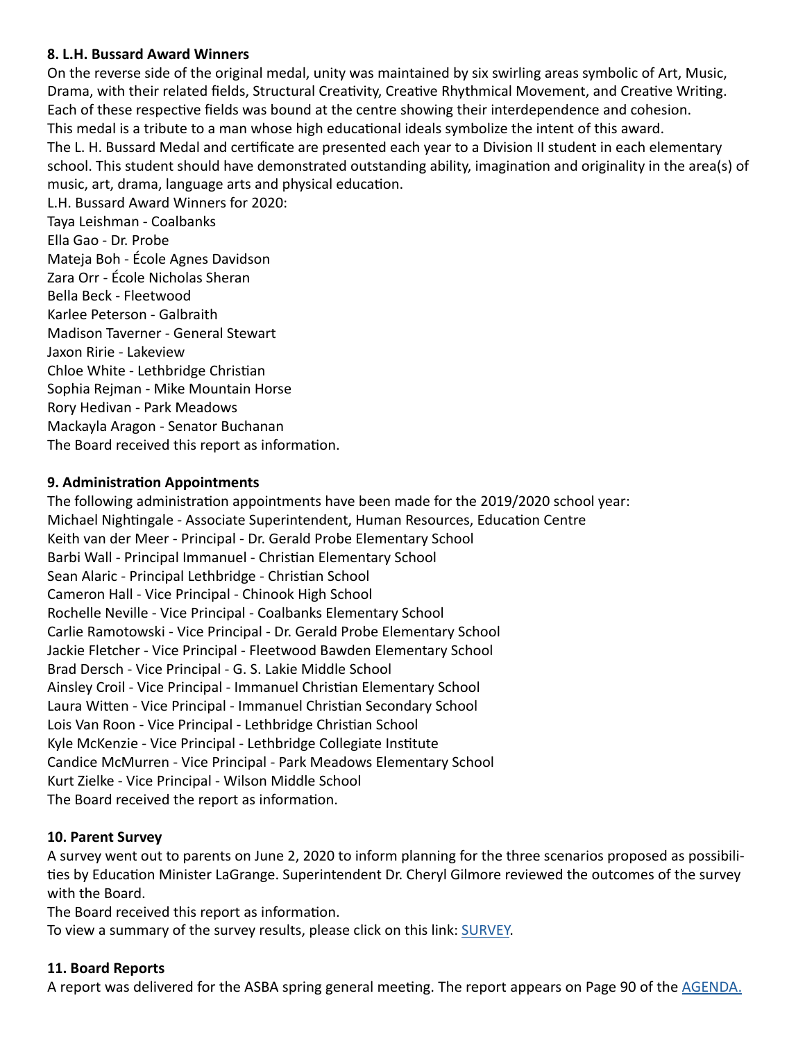### 8. L.H. Bussard Award Winners

On the reverse side of the original medal, unity was maintained by six swirling areas symbolic of Art, Music, Drama, with their related fields, Structural Creativity, Creative Rhythmical Movement, and Creative Writing. Each of these respective fields was bound at the centre showing their interdependence and cohesion.
This medal is a tribute to a man whose high educational ideals symbolize the intent of this award.
The L. H. Bussard Medal and certificate are presented each year to a Division II student in each elementary school. This student should have demonstrated outstanding ability, imagination and originality in the area(s) of music, art, drama, language arts and physical education.
L.H. Bussard Award Winners for 2020:
Taya Leishman - Coalbanks
Ella Gao - Dr. Probe
Mateja Boh - École Agnes Davidson
Zara Orr - École Nicholas Sheran
Bella Beck - Fleetwood
Karlee Peterson - Galbraith
Madison Taverner - General Stewart
Jaxon Ririe - Lakeview
Chloe White - Lethbridge Christian
Sophia Rejman - Mike Mountain Horse
Rory Hedivan - Park Meadows
Mackayla Aragon - Senator Buchanan
The Board received this report as information.

### 9. Administration Appointments

The following administration appointments have been made for the 2019/2020 school year:
Michael Nightingale - Associate Superintendent, Human Resources, Education Centre
Keith van der Meer - Principal - Dr. Gerald Probe Elementary School
Barbi Wall - Principal Immanuel - Christian Elementary School
Sean Alaric - Principal Lethbridge - Christian School
Cameron Hall - Vice Principal - Chinook High School
Rochelle Neville - Vice Principal - Coalbanks Elementary School
Carlie Ramotowski - Vice Principal - Dr. Gerald Probe Elementary School
Jackie Fletcher - Vice Principal - Fleetwood Bawden Elementary School
Brad Dersch - Vice Principal - G. S. Lakie Middle School
Ainsley Croil - Vice Principal - Immanuel Christian Elementary School
Laura Witten - Vice Principal - Immanuel Christian Secondary School
Lois Van Roon - Vice Principal - Lethbridge Christian School
Kyle McKenzie - Vice Principal - Lethbridge Collegiate Institute
Candice McMurren - Vice Principal - Park Meadows Elementary School
Kurt Zielke - Vice Principal - Wilson Middle School
The Board received the report as information.

### 10. Parent Survey

A survey went out to parents on June 2, 2020 to inform planning for the three scenarios proposed as possibilities by Education Minister LaGrange. Superintendent Dr. Cheryl Gilmore reviewed the outcomes of the survey with the Board.
The Board received this report as information.
To view a summary of the survey results, please click on this link: SURVEY.

### 11. Board Reports

A report was delivered for the ASBA spring general meeting. The report appears on Page 90 of the AGENDA.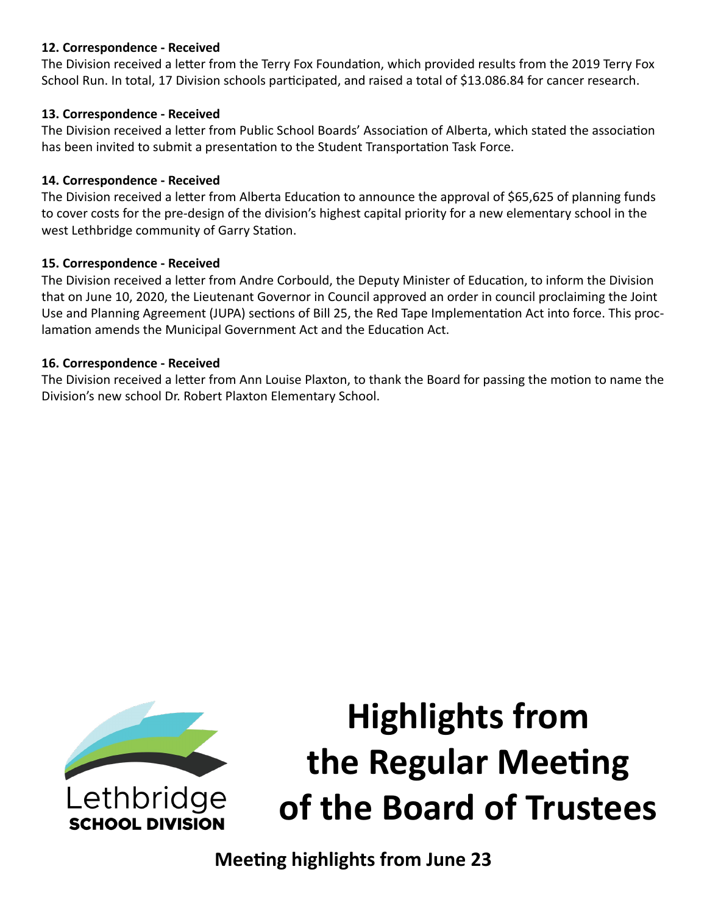**12. Correspondence - Received**

The Division received a letter from the Terry Fox Foundation, which provided results from the 2019 Terry Fox School Run. In total, 17 Division schools participated, and raised a total of $13.086.84 for cancer research.

**13. Correspondence - Received**

The Division received a letter from Public School Boards' Association of Alberta, which stated the association has been invited to submit a presentation to the Student Transportation Task Force.

**14. Correspondence - Received**

The Division received a letter from Alberta Education to announce the approval of $65,625 of planning funds to cover costs for the pre-design of the division's highest capital priority for a new elementary school in the west Lethbridge community of Garry Station.

**15. Correspondence - Received**

The Division received a letter from Andre Corbould, the Deputy Minister of Education, to inform the Division that on June 10, 2020, the Lieutenant Governor in Council approved an order in council proclaiming the Joint Use and Planning Agreement (JUPA) sections of Bill 25, the Red Tape Implementation Act into force. This proclamation amends the Municipal Government Act and the Education Act.

**16. Correspondence - Received**

The Division received a letter from Ann Louise Plaxton, to thank the Board for passing the motion to name the Division's new school Dr. Robert Plaxton Elementary School.

Lethbridge
SCHOOL DIVISION

# Highlights from the Regular Meeting of the Board of Trustees

**Meeting highlights from June 23**